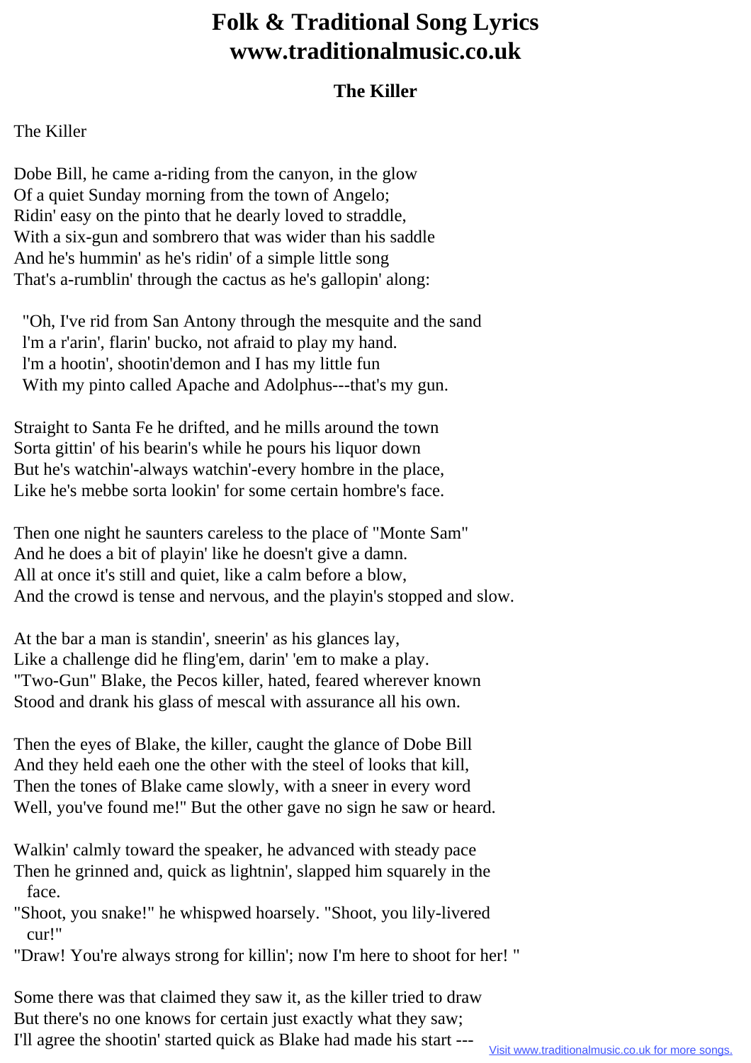# Folk & Traditional Song Lyrics www.traditionalmusic.co.uk

## The Killer

The Killer

Dobe Bill, he came a-riding from the canyon, in the glow
Of a quiet Sunday morning from the town of Angelo;
Ridin' easy on the pinto that he dearly loved to straddle,
With a six-gun and sombrero that was wider than his saddle
And he's hummin' as he's ridin' of a simple little song
That's a-rumblin' through the cactus as he's gallopin' along:

"Oh, I've rid from San Antony through the mesquite and the sand
l'm a r'arin', flarin' bucko, not afraid to play my hand.
l'm a hootin', shootin'demon and I has my little fun
With my pinto called Apache and Adolphus---that's my gun.

Straight to Santa Fe he drifted, and he mills around the town
Sorta gittin' of his bearin's while he pours his liquor down
But he's watchin'-always watchin'-every hombre in the place,
Like he's mebbe sorta lookin' for some certain hombre's face.

Then one night he saunters careless to the place of "Monte Sam"
And he does a bit of playin' like he doesn't give a damn.
All at once it's still and quiet, like a calm before a blow,
And the crowd is tense and nervous, and the playin's stopped and slow.

At the bar a man is standin', sneerin' as his glances lay,
Like a challenge did he fling'em, darin' 'em to make a play.
"Two-Gun" Blake, the Pecos killer, hated, feared wherever known
Stood and drank his glass of mescal with assurance all his own.

Then the eyes of Blake, the killer, caught the glance of Dobe Bill
And they held eaeh one the other with the steel of looks that kill,
Then the tones of Blake came slowly, with a sneer in every word
Well, you've found me!" But the other gave no sign he saw or heard.

Walkin' calmly toward the speaker, he advanced with steady pace
Then he grinned and, quick as lightnin', slapped him squarely in the face.
"Shoot, you snake!" he whispwed hoarsely. "Shoot, you lily-livered cur!"
"Draw! You're always strong for killin'; now I'm here to shoot for her! "

Some there was that claimed they saw it, as the killer tried to draw
But there's no one knows for certain just exactly what they saw;
I'll agree the shootin' started quick as Blake had made his start ---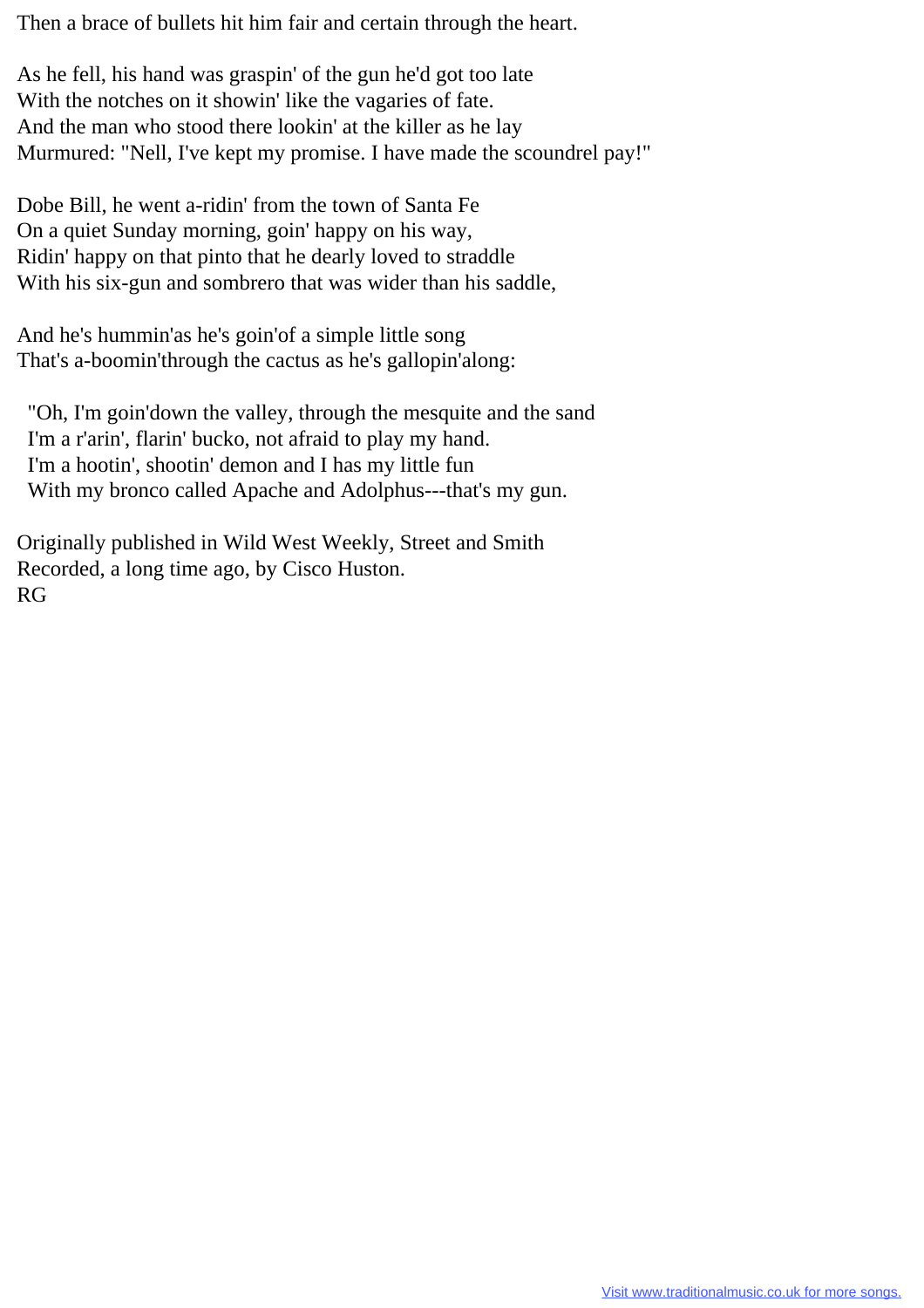Then a brace of bullets hit him fair and certain through the heart.

As he fell, his hand was graspin' of the gun he'd got too late
With the notches on it showin' like the vagaries of fate.
And the man who stood there lookin' at the killer as he lay
Murmured: "Nell, I've kept my promise. I have made the scoundrel pay!"

Dobe Bill, he went a-ridin' from the town of Santa Fe
On a quiet Sunday morning, goin' happy on his way,
Ridin' happy on that pinto that he dearly loved to straddle
With his six-gun and sombrero that was wider than his saddle,

And he's hummin'as he's goin'of a simple little song
That's a-boomin'through the cactus as he's gallopin'along:

"Oh, I'm goin'down the valley, through the mesquite and the sand
I'm a r'arin', flarin' bucko, not afraid to play my hand.
I'm a hootin', shootin' demon and I has my little fun
With my bronco called Apache and Adolphus---that's my gun.

Originally published in Wild West Weekly, Street and Smith
Recorded, a long time ago, by Cisco Huston.
RG